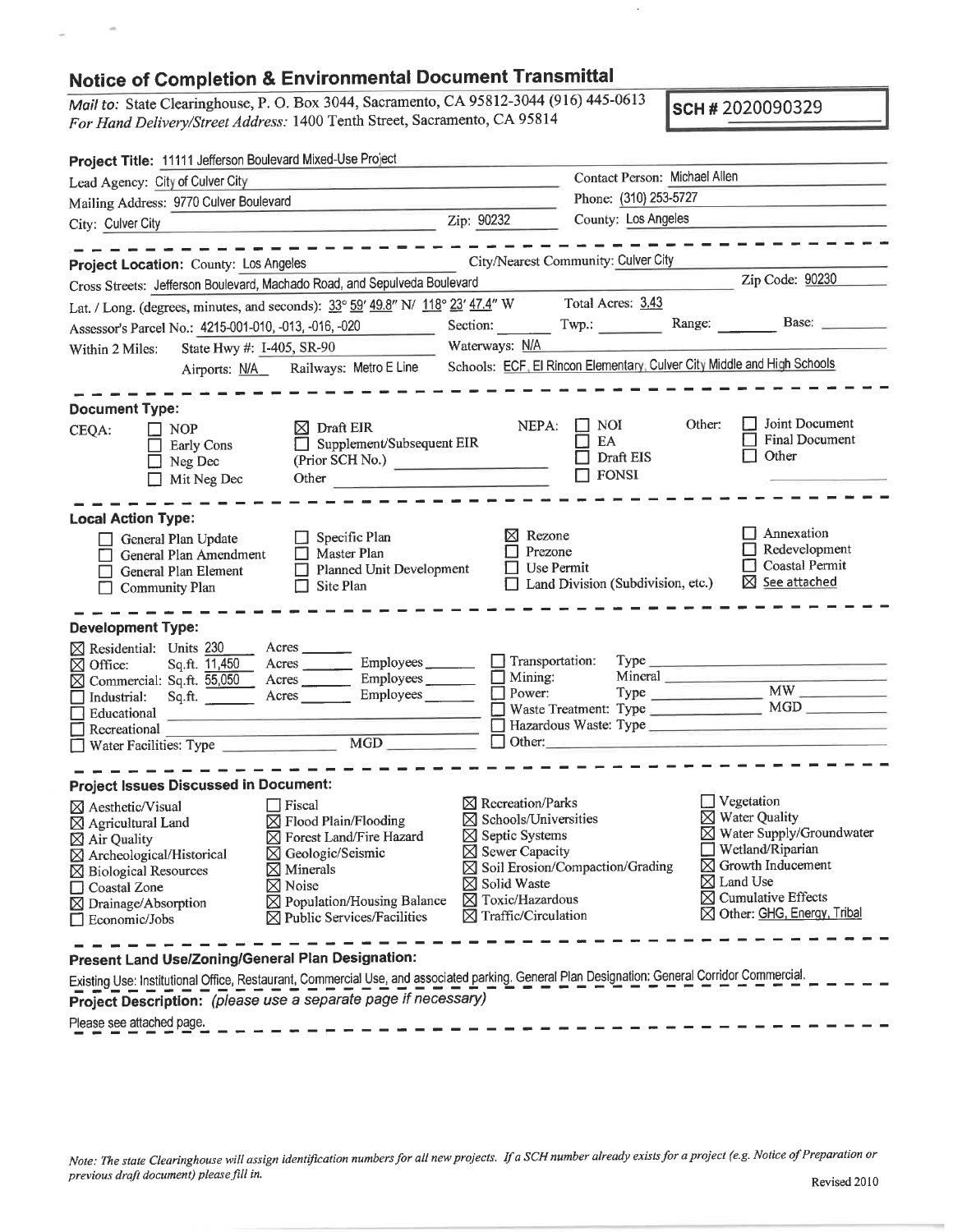# Notice of Completion & Environmental Document Transmittal

*Mail to:* State Clearinghouse, P. O. Box 3044, Sacramento, CA 95812-3044 (916) 445-0613
*For Hand Delivery/Street Address:* 1400 Tenth Street, Sacramento, CA 95814

**SCH #** 2020090329

**Project Title:** 11111 Jefferson Boulevard Mixed-Use Project

Lead Agency: City of Culver City
Contact Person: Michael Allen
Mailing Address: 9770 Culver Boulevard
Phone: (310) 253-5727
City: Culver City
Zip: 90232
County: Los Angeles

---

**Project Location:** County: Los Angeles
City/Nearest Community: Culver City
Cross Streets: Jefferson Boulevard, Machado Road, and Sepulveda Boulevard
Zip Code: 90230
Lat. / Long. (degrees, minutes, and seconds): 33° 59′ 49.8″ N/ 118° 23′ 47.4″ W
Total Acres: 3.43
Assessor's Parcel No.: 4215-001-010, -013, -016, -020
Section: ______ Twp.: ______ Range: ______ Base: ______
Within 2 Miles: State Hwy #: I-405, SR-90
Waterways: N/A
Airports: N/A
Railways: Metro E Line
Schools: ECF, El Rincon Elementary, Culver City Middle and High Schools

---

**Document Type:**

CEQA:
- ☐ NOP
- ☐ Early Cons
- ☐ Neg Dec
- ☐ Mit Neg Dec
- ☒ Draft EIR
- ☐ Supplement/Subsequent EIR (Prior SCH No.) ______
- Other ______

NEPA:
- ☐ NOI
- ☐ EA
- ☐ Draft EIS
- ☐ FONSI

Other:
- ☐ Joint Document
- ☐ Final Document
- ☐ Other ______

---

**Local Action Type:**

- ☐ General Plan Update
- ☐ General Plan Amendment
- ☐ General Plan Element
- ☐ Community Plan
- ☐ Specific Plan
- ☐ Master Plan
- ☐ Planned Unit Development
- ☐ Site Plan
- ☒ Rezone
- ☐ Prezone
- ☐ Use Permit
- ☐ Land Division (Subdivision, etc.)
- ☐ Annexation
- ☐ Redevelopment
- ☐ Coastal Permit
- ☒ See attached

---

**Development Type:**

- ☒ Residential: Units 230 Acres ______
- ☒ Office: Sq.ft. 11,450 Acres ______ Employees ______
- ☒ Commercial: Sq.ft. 55,050 Acres ______ Employees ______
- ☐ Industrial: Sq.ft. ______ Acres ______ Employees ______
- ☐ Educational ______
- ☐ Recreational ______
- ☐ Water Facilities: Type ______ MGD ______
- ☐ Transportation: Type ______
- ☐ Mining: Mineral ______
- ☐ Power: Type ______ MW ______
- ☐ Waste Treatment: Type ______ MGD ______
- ☐ Hazardous Waste: Type ______
- ☐ Other: ______

---

**Project Issues Discussed in Document:**

- ☒ Aesthetic/Visual
- ☒ Agricultural Land
- ☒ Air Quality
- ☒ Archeological/Historical
- ☒ Biological Resources
- ☐ Coastal Zone
- ☒ Drainage/Absorption
- ☐ Economic/Jobs
- ☐ Fiscal
- ☒ Flood Plain/Flooding
- ☒ Forest Land/Fire Hazard
- ☒ Geologic/Seismic
- ☒ Minerals
- ☒ Noise
- ☒ Population/Housing Balance
- ☒ Public Services/Facilities
- ☒ Recreation/Parks
- ☒ Schools/Universities
- ☒ Septic Systems
- ☒ Sewer Capacity
- ☒ Soil Erosion/Compaction/Grading
- ☒ Solid Waste
- ☒ Toxic/Hazardous
- ☒ Traffic/Circulation
- ☐ Vegetation
- ☒ Water Quality
- ☒ Water Supply/Groundwater
- ☐ Wetland/Riparian
- ☒ Growth Inducement
- ☒ Land Use
- ☒ Cumulative Effects
- ☒ Other: GHG, Energy, Tribal

---

**Present Land Use/Zoning/General Plan Designation:**

Existing Use: Institutional Office, Restaurant, Commercial Use, and associated parking. General Plan Designation: General Corridor Commercial.

**Project Description:** *(please use a separate page if necessary)*

Please see attached page.

*Note: The state Clearinghouse will assign identification numbers for all new projects. If a SCH number already exists for a project (e.g. Notice of Preparation or previous draft document) please fill in.*

Revised 2010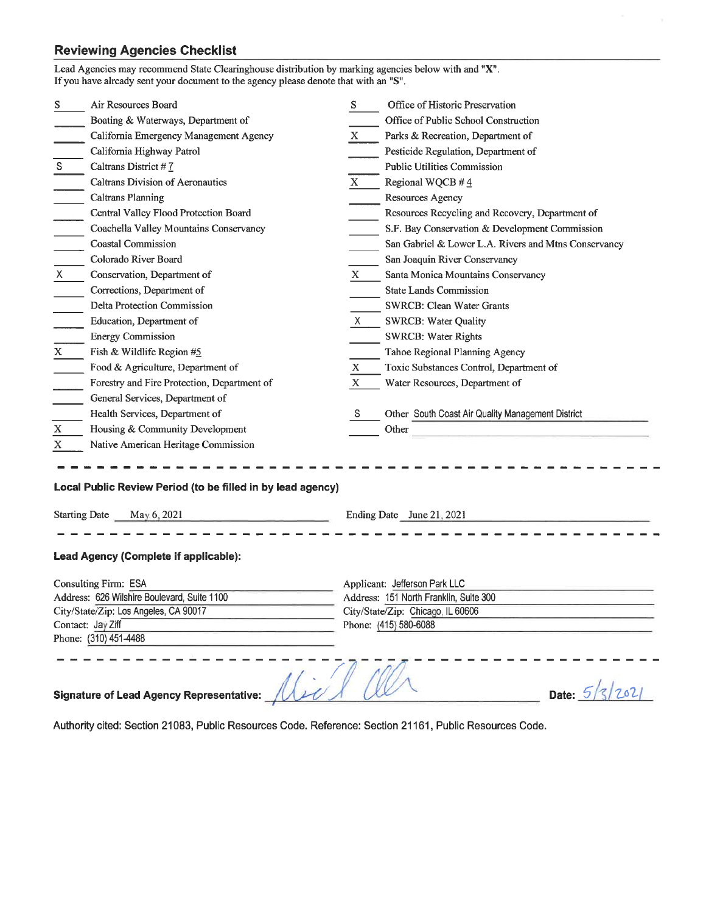## Reviewing Agencies Checklist

Lead Agencies may recommend State Clearinghouse distribution by marking agencies below with and "X".
If you have already sent your document to the agency please denote that with an "S".

| Mark | Agency | Mark | Agency |
|---|---|---|---|
| S | Air Resources Board | S | Office of Historic Preservation |
| | Boating & Waterways, Department of | | Office of Public School Construction |
| | California Emergency Management Agency | X | Parks & Recreation, Department of |
| | California Highway Patrol | | Pesticide Regulation, Department of |
| S | Caltrans District # 7 | | Public Utilities Commission |
| | Caltrans Division of Aeronautics | X | Regional WQCB # 4 |
| | Caltrans Planning | | Resources Agency |
| | Central Valley Flood Protection Board | | Resources Recycling and Recovery, Department of |
| | Coachella Valley Mountains Conservancy | | S.F. Bay Conservation & Development Commission |
| | Coastal Commission | | San Gabriel & Lower L.A. Rivers and Mtns Conservancy |
| | Colorado River Board | | San Joaquin River Conservancy |
| X | Conservation, Department of | X | Santa Monica Mountains Conservancy |
| | Corrections, Department of | | State Lands Commission |
| | Delta Protection Commission | | SWRCB: Clean Water Grants |
| | Education, Department of | X | SWRCB: Water Quality |
| | Energy Commission | | SWRCB: Water Rights |
| X | Fish & Wildlife Region #5 | | Tahoe Regional Planning Agency |
| | Food & Agriculture, Department of | X | Toxic Substances Control, Department of |
| | Forestry and Fire Protection, Department of | X | Water Resources, Department of |
| | General Services, Department of | | |
| | Health Services, Department of | S | Other South Coast Air Quality Management District |
| X | Housing & Community Development | | Other |
| X | Native American Heritage Commission | | |

### Local Public Review Period (to be filled in by lead agency)

Starting Date: May 6, 2021    Ending Date: June 21, 2021

### Lead Agency (Complete if applicable):

Consulting Firm: ESA
Address: 626 Wilshire Boulevard, Suite 1100
City/State/Zip: Los Angeles, CA 90017
Contact: Jay Ziff
Phone: (310) 451-4488

Applicant: Jefferson Park LLC
Address: 151 North Franklin, Suite 300
City/State/Zip: Chicago, IL 60606
Phone: (415) 580-6088

**Signature of Lead Agency Representative:** [signature]    **Date:** 5/3/2021

Authority cited: Section 21083, Public Resources Code. Reference: Section 21161, Public Resources Code.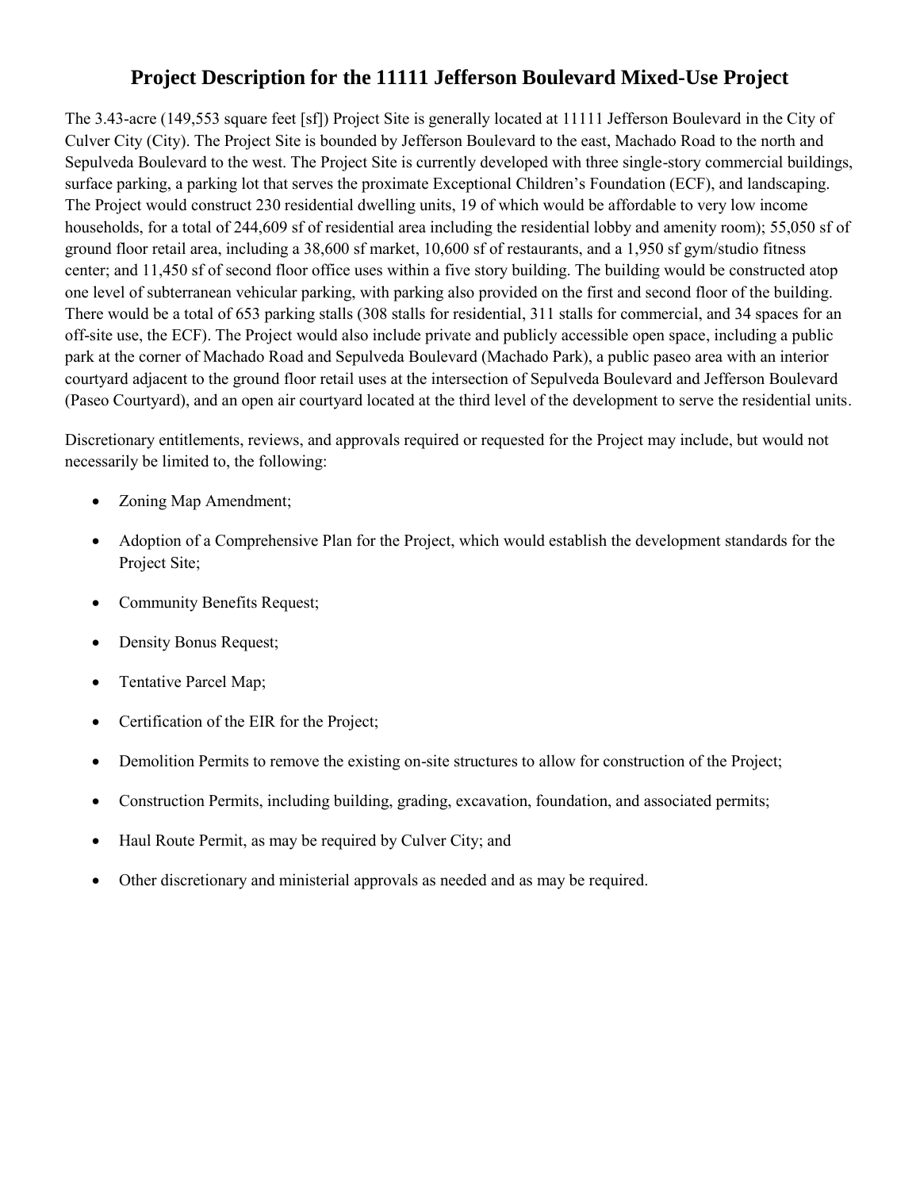# Project Description for the 11111 Jefferson Boulevard Mixed-Use Project

The 3.43-acre (149,553 square feet [sf]) Project Site is generally located at 11111 Jefferson Boulevard in the City of Culver City (City). The Project Site is bounded by Jefferson Boulevard to the east, Machado Road to the north and Sepulveda Boulevard to the west. The Project Site is currently developed with three single-story commercial buildings, surface parking, a parking lot that serves the proximate Exceptional Children's Foundation (ECF), and landscaping. The Project would construct 230 residential dwelling units, 19 of which would be affordable to very low income households, for a total of 244,609 sf of residential area including the residential lobby and amenity room); 55,050 sf of ground floor retail area, including a 38,600 sf market, 10,600 sf of restaurants, and a 1,950 sf gym/studio fitness center; and 11,450 sf of second floor office uses within a five story building. The building would be constructed atop one level of subterranean vehicular parking, with parking also provided on the first and second floor of the building. There would be a total of 653 parking stalls (308 stalls for residential, 311 stalls for commercial, and 34 spaces for an off-site use, the ECF). The Project would also include private and publicly accessible open space, including a public park at the corner of Machado Road and Sepulveda Boulevard (Machado Park), a public paseo area with an interior courtyard adjacent to the ground floor retail uses at the intersection of Sepulveda Boulevard and Jefferson Boulevard (Paseo Courtyard), and an open air courtyard located at the third level of the development to serve the residential units.

Discretionary entitlements, reviews, and approvals required or requested for the Project may include, but would not necessarily be limited to, the following:

- Zoning Map Amendment;
- Adoption of a Comprehensive Plan for the Project, which would establish the development standards for the Project Site;
- Community Benefits Request;
- Density Bonus Request;
- Tentative Parcel Map;
- Certification of the EIR for the Project;
- Demolition Permits to remove the existing on-site structures to allow for construction of the Project;
- Construction Permits, including building, grading, excavation, foundation, and associated permits;
- Haul Route Permit, as may be required by Culver City; and
- Other discretionary and ministerial approvals as needed and as may be required.